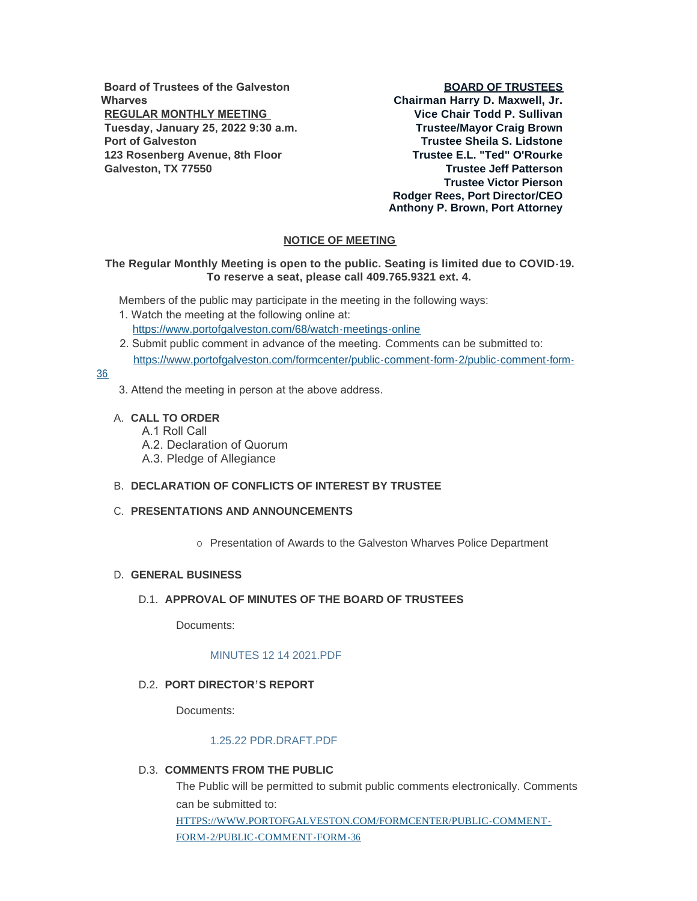**Board of Trustees of the Galveston Wharves**
**REGULAR MONTHLY MEETING**
**Tuesday, January 25, 2022 9:30 a.m.**
**Port of Galveston**
**123 Rosenberg Avenue, 8th Floor**
**Galveston, TX 77550**

**BOARD OF TRUSTEES**
**Chairman Harry D. Maxwell, Jr.**
**Vice Chair Todd P. Sullivan**
**Trustee/Mayor Craig Brown**
**Trustee Sheila S. Lidstone**
**Trustee E.L. "Ted" O'Rourke**
**Trustee Jeff Patterson**
**Trustee Victor Pierson**
**Rodger Rees, Port Director/CEO**
**Anthony P. Brown, Port Attorney**

## NOTICE OF MEETING

**The Regular Monthly Meeting is open to the public. Seating is limited due to COVID-19. To reserve a seat, please call 409.765.9321 ext. 4.**

Members of the public may participate in the meeting in the following ways:

1. Watch the meeting at the following online at: https://www.portofgalveston.com/68/watch-meetings-online
2. Submit public comment in advance of the meeting. Comments can be submitted to: https://www.portofgalveston.com/formcenter/public-comment-form-2/public-comment-form-36
3. Attend the meeting in person at the above address.

A. **CALL TO ORDER**
  - A.1 Roll Call
  - A.2. Declaration of Quorum
  - A.3. Pledge of Allegiance

B. **DECLARATION OF CONFLICTS OF INTEREST BY TRUSTEE**

C. **PRESENTATIONS AND ANNOUNCEMENTS**
  - Presentation of Awards to the Galveston Wharves Police Department

D. **GENERAL BUSINESS**

D.1. **APPROVAL OF MINUTES OF THE BOARD OF TRUSTEES**

Documents:

MINUTES 12 14 2021.PDF

D.2. **PORT DIRECTOR'S REPORT**

Documents:

1.25.22 PDR.DRAFT.PDF

D.3. **COMMENTS FROM THE PUBLIC**

The Public will be permitted to submit public comments electronically. Comments can be submitted to: HTTPS://WWW.PORTOFGALVESTON.COM/FORMCENTER/PUBLIC-COMMENT-FORM-2/PUBLIC-COMMENT-FORM-36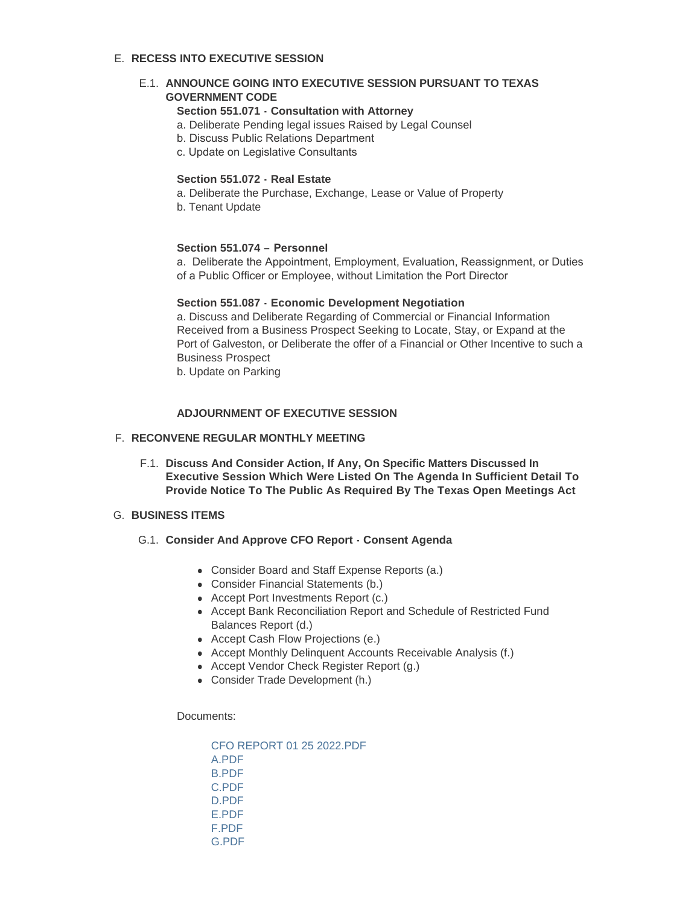## E. RECESS INTO EXECUTIVE SESSION

### E.1. ANNOUNCE GOING INTO EXECUTIVE SESSION PURSUANT TO TEXAS GOVERNMENT CODE

**Section 551.071 - Consultation with Attorney**

a. Deliberate Pending legal issues Raised by Legal Counsel
b. Discuss Public Relations Department
c. Update on Legislative Consultants

**Section 551.072 - Real Estate**

a. Deliberate the Purchase, Exchange, Lease or Value of Property
b. Tenant Update

**Section 551.074 – Personnel**

a. Deliberate the Appointment, Employment, Evaluation, Reassignment, or Duties of a Public Officer or Employee, without Limitation the Port Director

**Section 551.087 - Economic Development Negotiation**

a. Discuss and Deliberate Regarding of Commercial or Financial Information Received from a Business Prospect Seeking to Locate, Stay, or Expand at the Port of Galveston, or Deliberate the offer of a Financial or Other Incentive to such a Business Prospect
b. Update on Parking

**ADJOURNMENT OF EXECUTIVE SESSION**

## F. RECONVENE REGULAR MONTHLY MEETING

### F.1. Discuss And Consider Action, If Any, On Specific Matters Discussed In Executive Session Which Were Listed On The Agenda In Sufficient Detail To Provide Notice To The Public As Required By The Texas Open Meetings Act

## G. BUSINESS ITEMS

### G.1. Consider And Approve CFO Report - Consent Agenda

- Consider Board and Staff Expense Reports (a.)
- Consider Financial Statements (b.)
- Accept Port Investments Report (c.)
- Accept Bank Reconciliation Report and Schedule of Restricted Fund Balances Report (d.)
- Accept Cash Flow Projections (e.)
- Accept Monthly Delinquent Accounts Receivable Analysis (f.)
- Accept Vendor Check Register Report (g.)
- Consider Trade Development (h.)

Documents:

CFO REPORT 01 25 2022.PDF
A.PDF
B.PDF
C.PDF
D.PDF
E.PDF
F.PDF
G.PDF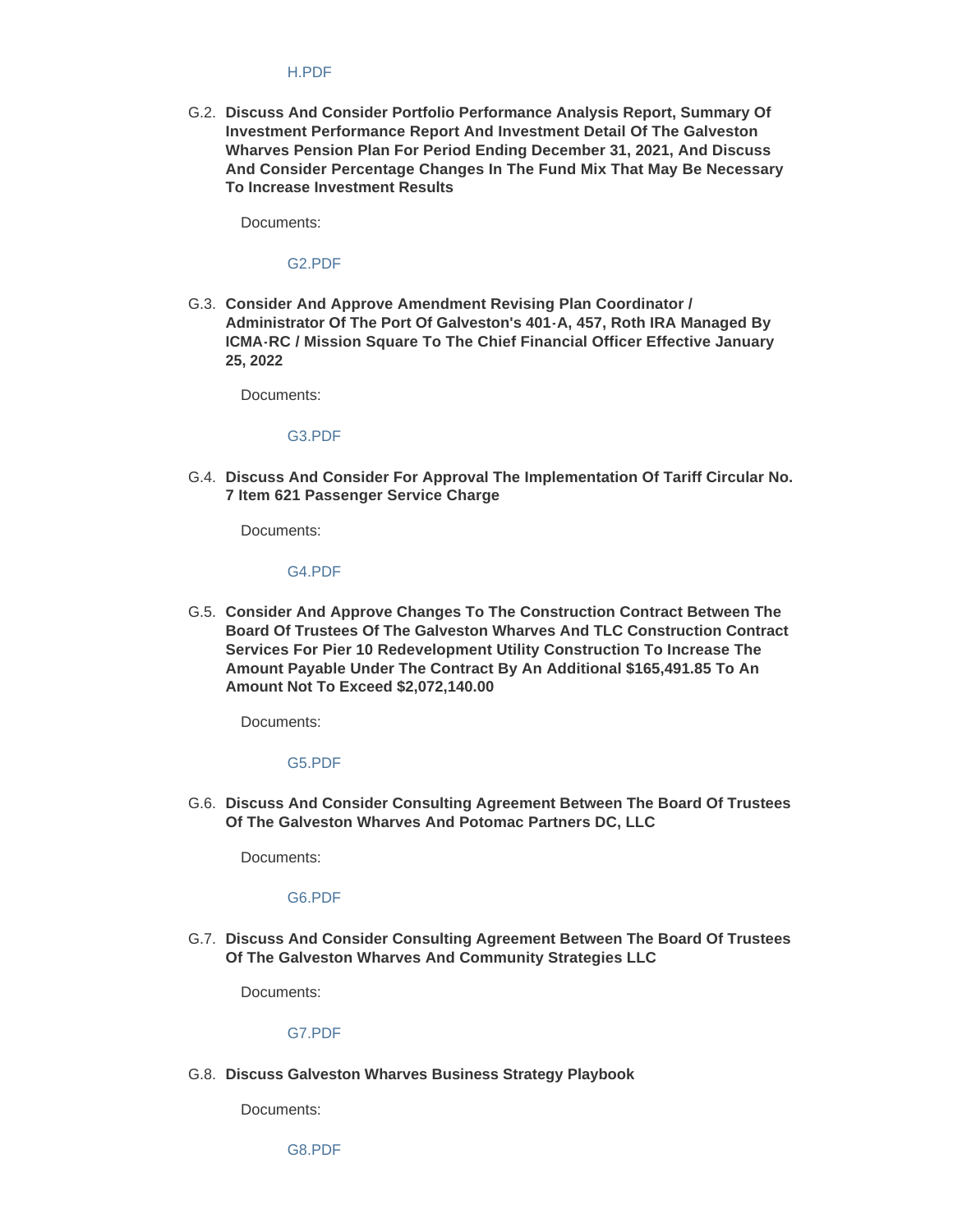H.PDF

G.2. **Discuss And Consider Portfolio Performance Analysis Report, Summary Of Investment Performance Report And Investment Detail Of The Galveston Wharves Pension Plan For Period Ending December 31, 2021, And Discuss And Consider Percentage Changes In The Fund Mix That May Be Necessary To Increase Investment Results**

Documents:

G2.PDF

G.3. **Consider And Approve Amendment Revising Plan Coordinator / Administrator Of The Port Of Galveston's 401-A, 457, Roth IRA Managed By ICMA-RC / Mission Square To The Chief Financial Officer Effective January 25, 2022**

Documents:

G3.PDF

G.4. **Discuss And Consider For Approval The Implementation Of Tariff Circular No. 7 Item 621 Passenger Service Charge**

Documents:

G4.PDF

G.5. **Consider And Approve Changes To The Construction Contract Between The Board Of Trustees Of The Galveston Wharves And TLC Construction Contract Services For Pier 10 Redevelopment Utility Construction To Increase The Amount Payable Under The Contract By An Additional $165,491.85 To An Amount Not To Exceed $2,072,140.00**

Documents:

G5.PDF

G.6. **Discuss And Consider Consulting Agreement Between The Board Of Trustees Of The Galveston Wharves And Potomac Partners DC, LLC**

Documents:

G6.PDF

G.7. **Discuss And Consider Consulting Agreement Between The Board Of Trustees Of The Galveston Wharves And Community Strategies LLC**

Documents:

G7.PDF

G.8. **Discuss Galveston Wharves Business Strategy Playbook**

Documents:

G8.PDF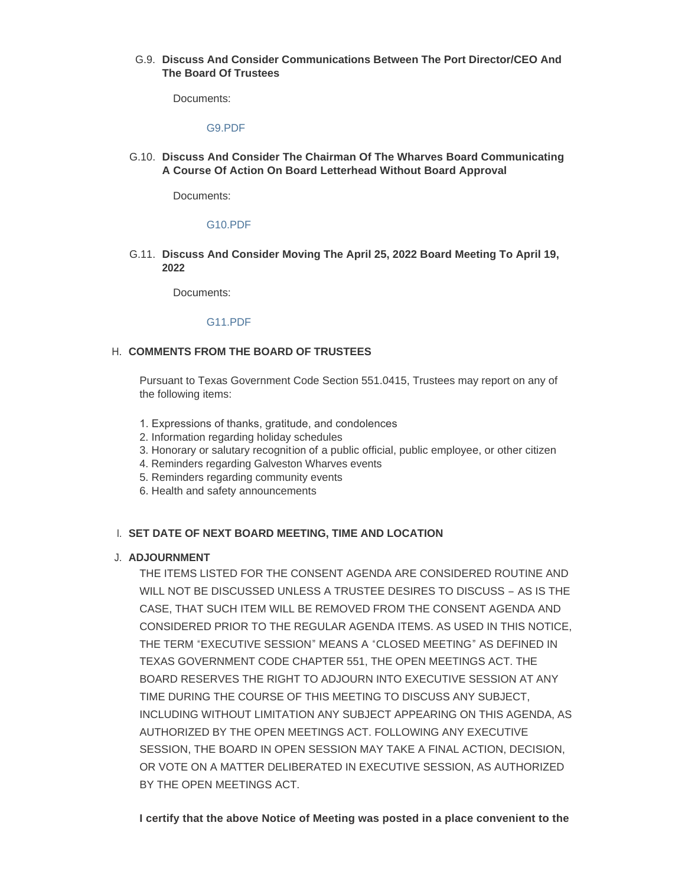G.9. **Discuss And Consider Communications Between The Port Director/CEO And The Board Of Trustees**

Documents:

G9.PDF

G.10. **Discuss And Consider The Chairman Of The Wharves Board Communicating A Course Of Action On Board Letterhead Without Board Approval**

Documents:

G10.PDF

G.11. **Discuss And Consider Moving The April 25, 2022 Board Meeting To April 19, 2022**

Documents:

G11.PDF

H. **COMMENTS FROM THE BOARD OF TRUSTEES**

Pursuant to Texas Government Code Section 551.0415, Trustees may report on any of the following items:

1. Expressions of thanks, gratitude, and condolences
2. Information regarding holiday schedules
3. Honorary or salutary recognition of a public official, public employee, or other citizen
4. Reminders regarding Galveston Wharves events
5. Reminders regarding community events
6. Health and safety announcements

I. **SET DATE OF NEXT BOARD MEETING, TIME AND LOCATION**

J. **ADJOURNMENT**

THE ITEMS LISTED FOR THE CONSENT AGENDA ARE CONSIDERED ROUTINE AND WILL NOT BE DISCUSSED UNLESS A TRUSTEE DESIRES TO DISCUSS – AS IS THE CASE, THAT SUCH ITEM WILL BE REMOVED FROM THE CONSENT AGENDA AND CONSIDERED PRIOR TO THE REGULAR AGENDA ITEMS. AS USED IN THIS NOTICE, THE TERM "EXECUTIVE SESSION" MEANS A "CLOSED MEETING" AS DEFINED IN TEXAS GOVERNMENT CODE CHAPTER 551, THE OPEN MEETINGS ACT. THE BOARD RESERVES THE RIGHT TO ADJOURN INTO EXECUTIVE SESSION AT ANY TIME DURING THE COURSE OF THIS MEETING TO DISCUSS ANY SUBJECT, INCLUDING WITHOUT LIMITATION ANY SUBJECT APPEARING ON THIS AGENDA, AS AUTHORIZED BY THE OPEN MEETINGS ACT. FOLLOWING ANY EXECUTIVE SESSION, THE BOARD IN OPEN SESSION MAY TAKE A FINAL ACTION, DECISION, OR VOTE ON A MATTER DELIBERATED IN EXECUTIVE SESSION, AS AUTHORIZED BY THE OPEN MEETINGS ACT.

**I certify that the above Notice of Meeting was posted in a place convenient to the**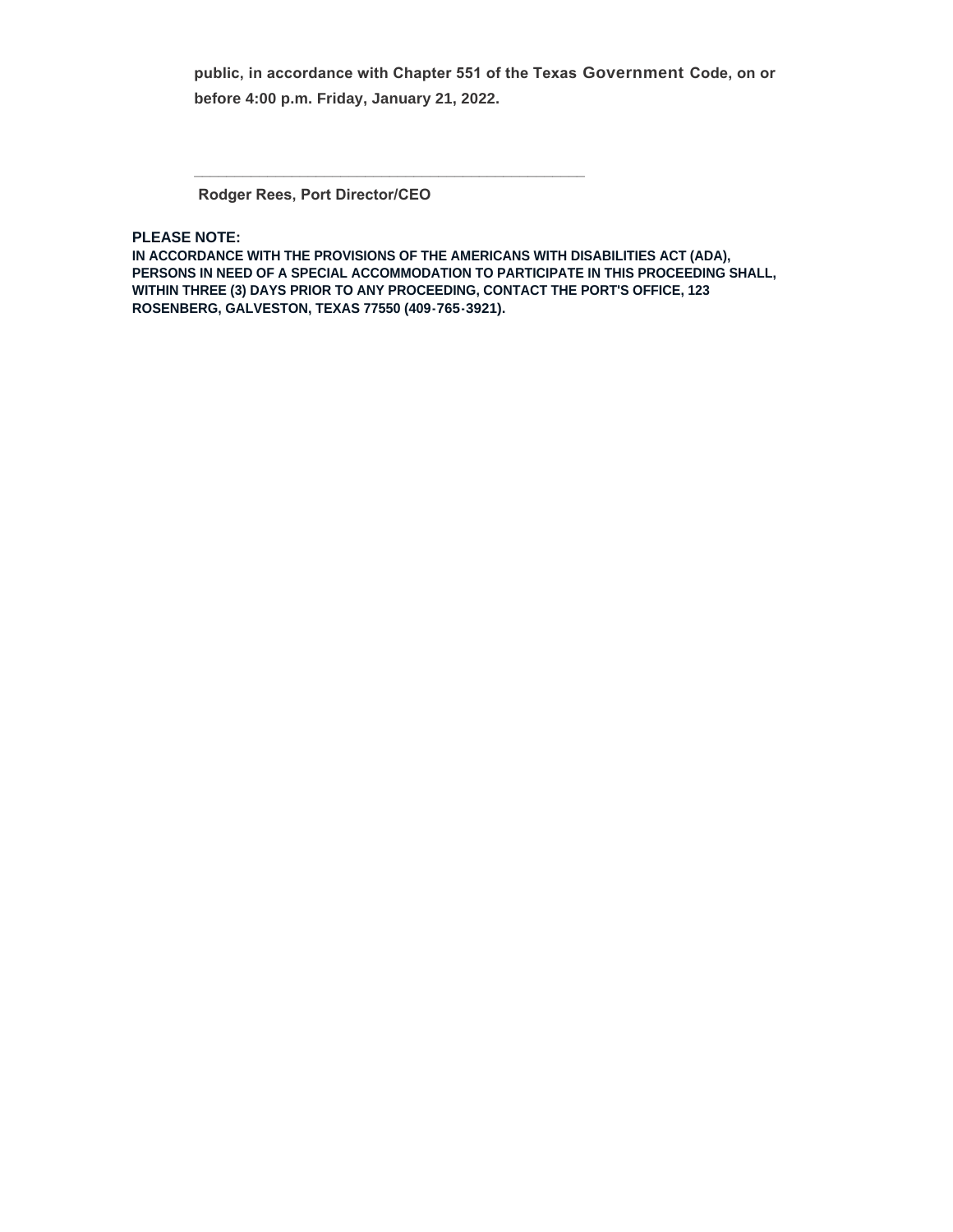**public, in accordance with Chapter 551 of the Texas Government Code, on or before 4:00 p.m. Friday, January 21, 2022.**

\_\_\_\_\_\_\_\_\_\_\_\_\_\_\_\_\_\_\_\_\_\_\_\_\_\_\_\_\_\_\_\_\_\_\_\_\_\_\_\_\_\_\_\_\_\_

**Rodger Rees, Port Director/CEO**

**PLEASE NOTE:**

**IN ACCORDANCE WITH THE PROVISIONS OF THE AMERICANS WITH DISABILITIES ACT (ADA), PERSONS IN NEED OF A SPECIAL ACCOMMODATION TO PARTICIPATE IN THIS PROCEEDING SHALL, WITHIN THREE (3) DAYS PRIOR TO ANY PROCEEDING, CONTACT THE PORT'S OFFICE, 123 ROSENBERG, GALVESTON, TEXAS 77550 (409-765-3921).**